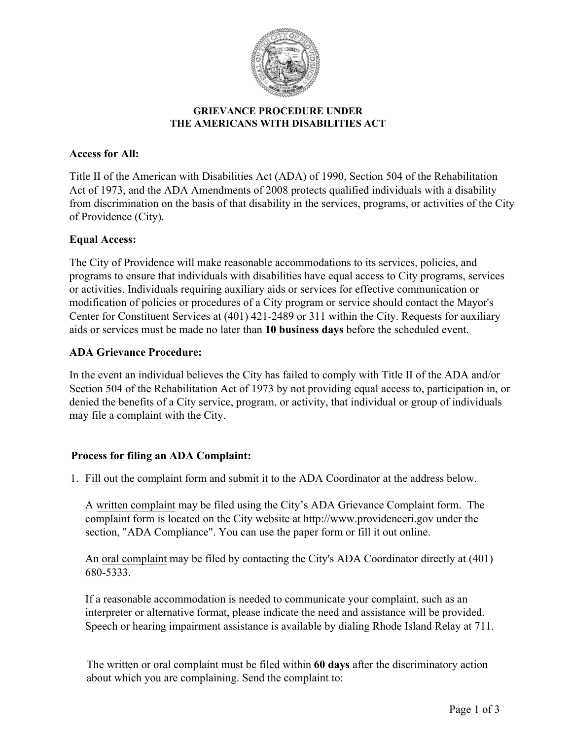**GRIEVANCE PROCEDURE UNDER**
**THE AMERICANS WITH DISABILITIES ACT**

**Access for All:**

Title II of the American with Disabilities Act (ADA) of 1990, Section 504 of the Rehabilitation Act of 1973, and the ADA Amendments of 2008 protects qualified individuals with a disability from discrimination on the basis of that disability in the services, programs, or activities of the City of Providence (City).

**Equal Access:**

The City of Providence will make reasonable accommodations to its services, policies, and programs to ensure that individuals with disabilities have equal access to City programs, services or activities. Individuals requiring auxiliary aids or services for effective communication or modification of policies or procedures of a City program or service should contact the Mayor's Center for Constituent Services at (401) 421-2489 or 311 within the City. Requests for auxiliary aids or services must be made no later than **10 business days** before the scheduled event.

**ADA Grievance Procedure:**

In the event an individual believes the City has failed to comply with Title II of the ADA and/or Section 504 of the Rehabilitation Act of 1973 by not providing equal access to, participation in, or denied the benefits of a City service, program, or activity, that individual or group of individuals may file a complaint with the City.

**Process for filing an ADA Complaint:**

1. Fill out the complaint form and submit it to the ADA Coordinator at the address below.

   A written complaint may be filed using the City's ADA Grievance Complaint form. The complaint form is located on the City website at http://www.providenceri.gov under the section, "ADA Compliance". You can use the paper form or fill it out online.

   An oral complaint may be filed by contacting the City's ADA Coordinator directly at (401) 680-5333.

   If a reasonable accommodation is needed to communicate your complaint, such as an interpreter or alternative format, please indicate the need and assistance will be provided. Speech or hearing impairment assistance is available by dialing Rhode Island Relay at 711.

   The written or oral complaint must be filed within **60 days** after the discriminatory action about which you are complaining. Send the complaint to: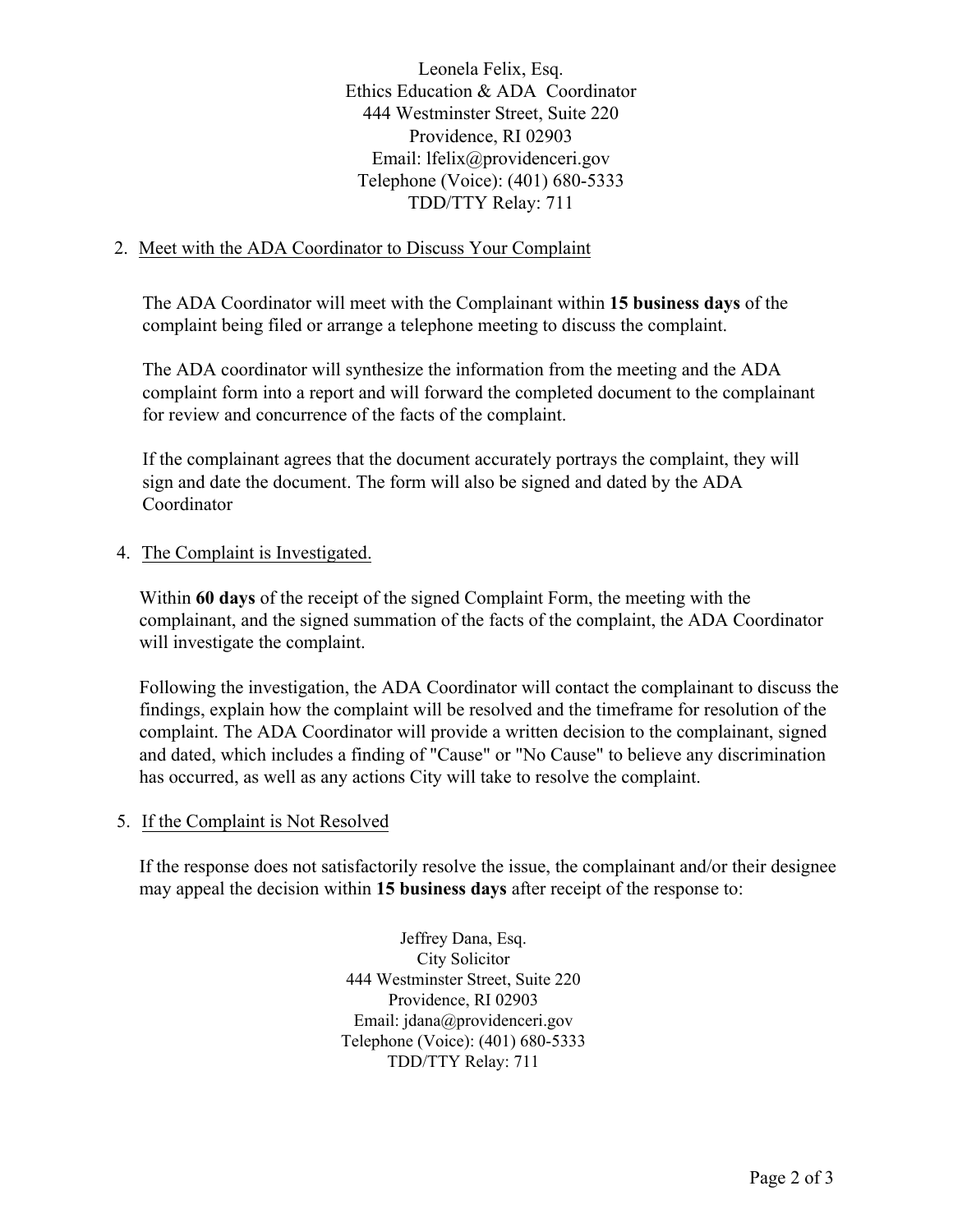Leonela Felix, Esq.
Ethics Education & ADA Coordinator
444 Westminster Street, Suite 220
Providence, RI 02903
Email: lfelix@providenceri.gov
Telephone (Voice): (401) 680-5333
TDD/TTY Relay: 711

2. Meet with the ADA Coordinator to Discuss Your Complaint

   The ADA Coordinator will meet with the Complainant within **15 business days** of the complaint being filed or arrange a telephone meeting to discuss the complaint.

   The ADA coordinator will synthesize the information from the meeting and the ADA complaint form into a report and will forward the completed document to the complainant for review and concurrence of the facts of the complaint.

   If the complainant agrees that the document accurately portrays the complaint, they will sign and date the document. The form will also be signed and dated by the ADA Coordinator

4. The Complaint is Investigated.

   Within **60 days** of the receipt of the signed Complaint Form, the meeting with the complainant, and the signed summation of the facts of the complaint, the ADA Coordinator will investigate the complaint.

   Following the investigation, the ADA Coordinator will contact the complainant to discuss the findings, explain how the complaint will be resolved and the timeframe for resolution of the complaint. The ADA Coordinator will provide a written decision to the complainant, signed and dated, which includes a finding of "Cause" or "No Cause" to believe any discrimination has occurred, as well as any actions City will take to resolve the complaint.

5. If the Complaint is Not Resolved

   If the response does not satisfactorily resolve the issue, the complainant and/or their designee may appeal the decision within **15 business days** after receipt of the response to:

Jeffrey Dana, Esq.
City Solicitor
444 Westminster Street, Suite 220
Providence, RI 02903
Email: jdana@providenceri.gov
Telephone (Voice): (401) 680-5333
TDD/TTY Relay: 711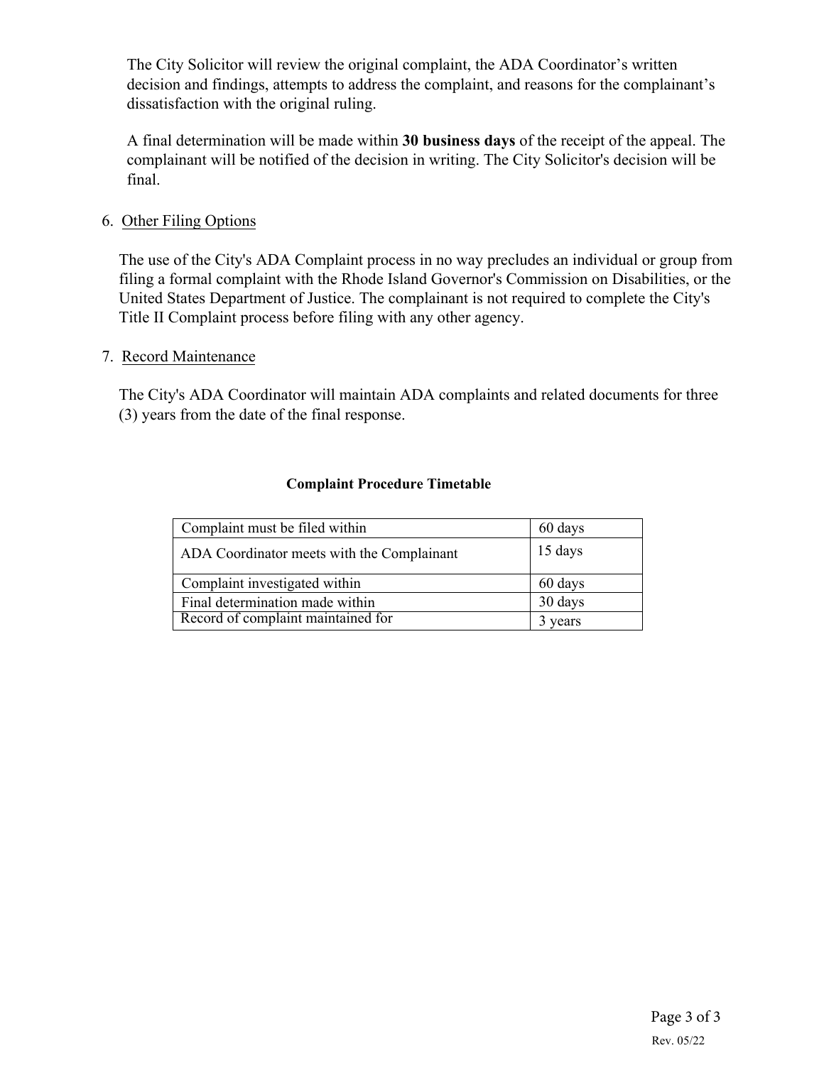The City Solicitor will review the original complaint, the ADA Coordinator's written decision and findings, attempts to address the complaint, and reasons for the complainant's dissatisfaction with the original ruling.

A final determination will be made within **30 business days** of the receipt of the appeal. The complainant will be notified of the decision in writing. The City Solicitor's decision will be final.

6. Other Filing Options

The use of the City's ADA Complaint process in no way precludes an individual or group from filing a formal complaint with the Rhode Island Governor's Commission on Disabilities, or the United States Department of Justice. The complainant is not required to complete the City's Title II Complaint process before filing with any other agency.

7. Record Maintenance

The City's ADA Coordinator will maintain ADA complaints and related documents for three (3) years from the date of the final response.

**Complaint Procedure Timetable**

| | |
|---|---|
| Complaint must be filed within | 60 days |
| ADA Coordinator meets with the Complainant | 15 days |
| Complaint investigated within | 60 days |
| Final determination made within | 30 days |
| Record of complaint maintained for | 3 years |

Rev. 05/22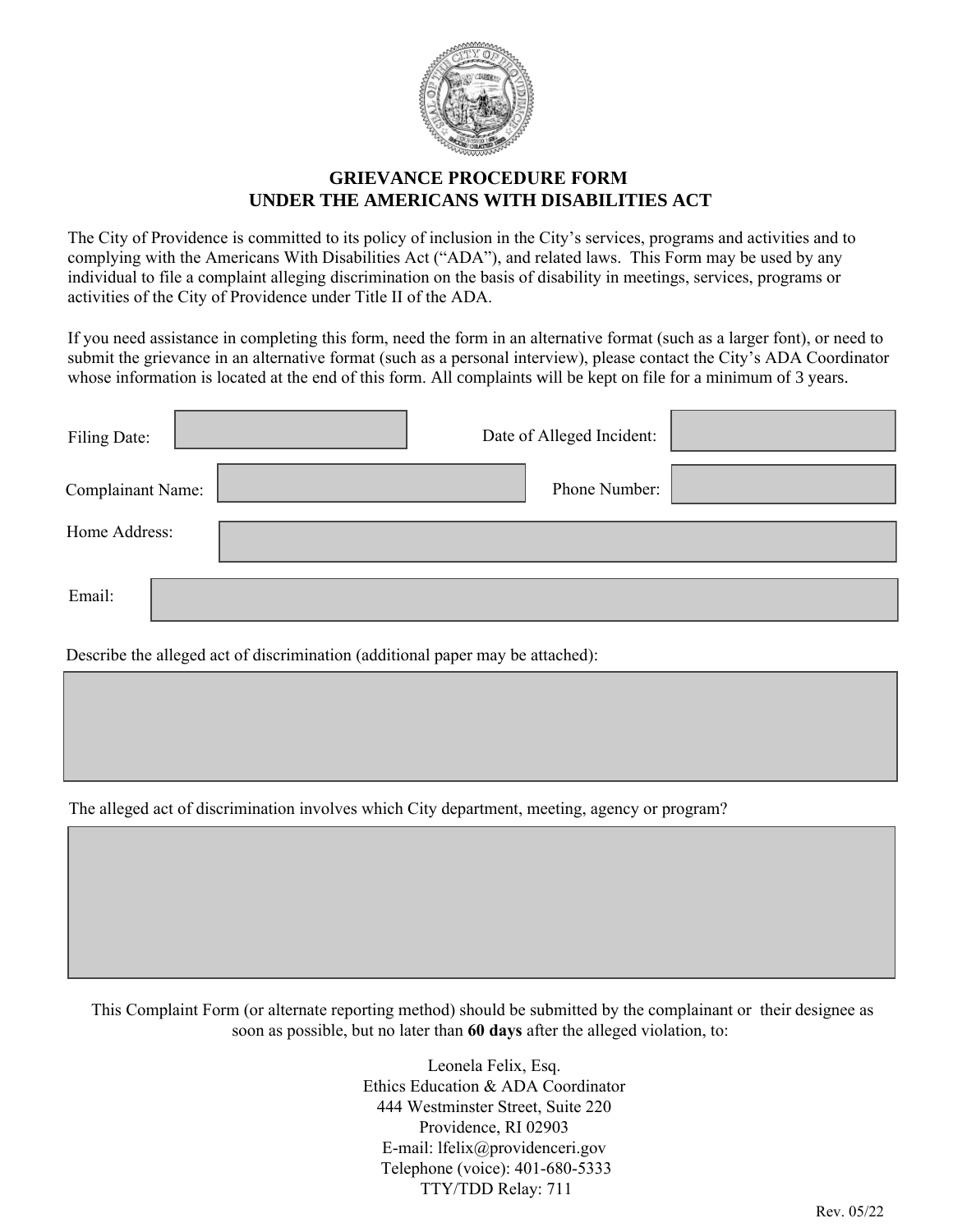## GRIEVANCE PROCEDURE FORM
## UNDER THE AMERICANS WITH DISABILITIES ACT

The City of Providence is committed to its policy of inclusion in the City's services, programs and activities and to complying with the Americans With Disabilities Act ("ADA"), and related laws. This Form may be used by any individual to file a complaint alleging discrimination on the basis of disability in meetings, services, programs or activities of the City of Providence under Title II of the ADA.

If you need assistance in completing this form, need the form in an alternative format (such as a larger font), or need to submit the grievance in an alternative format (such as a personal interview), please contact the City's ADA Coordinator whose information is located at the end of this form. All complaints will be kept on file for a minimum of 3 years.

Filing Date: ____________ Date of Alleged Incident: ____________

Complainant Name: ____________ Phone Number: ____________

Home Address: ____________

Email: ____________

Describe the alleged act of discrimination (additional paper may be attached):

____________

The alleged act of discrimination involves which City department, meeting, agency or program?

____________

This Complaint Form (or alternate reporting method) should be submitted by the complainant or their designee as soon as possible, but no later than **60 days** after the alleged violation, to:

Leonela Felix, Esq.
Ethics Education & ADA Coordinator
444 Westminster Street, Suite 220
Providence, RI 02903
E-mail: lfelix@providenceri.gov
Telephone (voice): 401-680-5333
TTY/TDD Relay: 711

Rev. 05/22